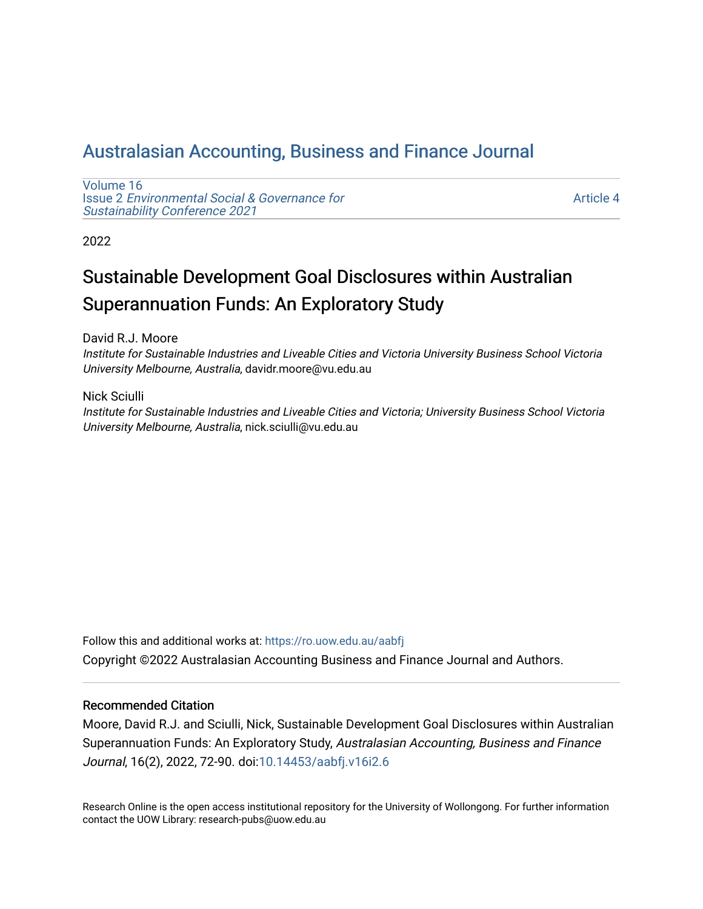# Australasian Accounting, Business and Finance Journal

Volume 16
Issue 2 *Environmental Social & Governance for Sustainability Conference 2021*

Article 4

2022

## Sustainable Development Goal Disclosures within Australian Superannuation Funds: An Exploratory Study

David R.J. Moore
*Institute for Sustainable Industries and Liveable Cities and Victoria University Business School Victoria University Melbourne, Australia*, davidr.moore@vu.edu.au

Nick Sciulli
*Institute for Sustainable Industries and Liveable Cities and Victoria; University Business School Victoria University Melbourne, Australia*, nick.sciulli@vu.edu.au

Follow this and additional works at: https://ro.uow.edu.au/aabfj

Copyright ©2022 Australasian Accounting Business and Finance Journal and Authors.

### Recommended Citation

Moore, David R.J. and Sciulli, Nick, Sustainable Development Goal Disclosures within Australian Superannuation Funds: An Exploratory Study, *Australasian Accounting, Business and Finance Journal*, 16(2), 2022, 72-90. doi:10.14453/aabfj.v16i2.6

Research Online is the open access institutional repository for the University of Wollongong. For further information contact the UOW Library: research-pubs@uow.edu.au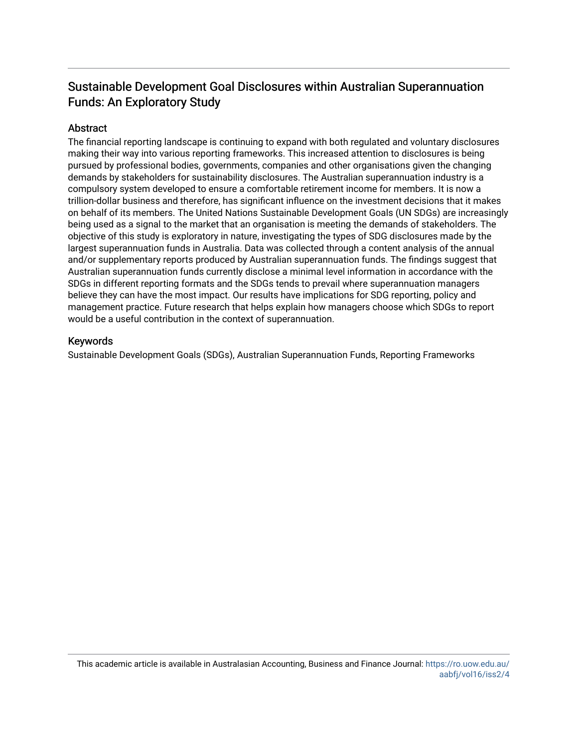# Sustainable Development Goal Disclosures within Australian Superannuation Funds: An Exploratory Study

## Abstract

The financial reporting landscape is continuing to expand with both regulated and voluntary disclosures making their way into various reporting frameworks. This increased attention to disclosures is being pursued by professional bodies, governments, companies and other organisations given the changing demands by stakeholders for sustainability disclosures. The Australian superannuation industry is a compulsory system developed to ensure a comfortable retirement income for members. It is now a trillion-dollar business and therefore, has significant influence on the investment decisions that it makes on behalf of its members. The United Nations Sustainable Development Goals (UN SDGs) are increasingly being used as a signal to the market that an organisation is meeting the demands of stakeholders. The objective of this study is exploratory in nature, investigating the types of SDG disclosures made by the largest superannuation funds in Australia. Data was collected through a content analysis of the annual and/or supplementary reports produced by Australian superannuation funds. The findings suggest that Australian superannuation funds currently disclose a minimal level information in accordance with the SDGs in different reporting formats and the SDGs tends to prevail where superannuation managers believe they can have the most impact. Our results have implications for SDG reporting, policy and management practice. Future research that helps explain how managers choose which SDGs to report would be a useful contribution in the context of superannuation.

## Keywords

Sustainable Development Goals (SDGs), Australian Superannuation Funds, Reporting Frameworks

This academic article is available in Australasian Accounting, Business and Finance Journal: https://ro.uow.edu.au/aabfj/vol16/iss2/4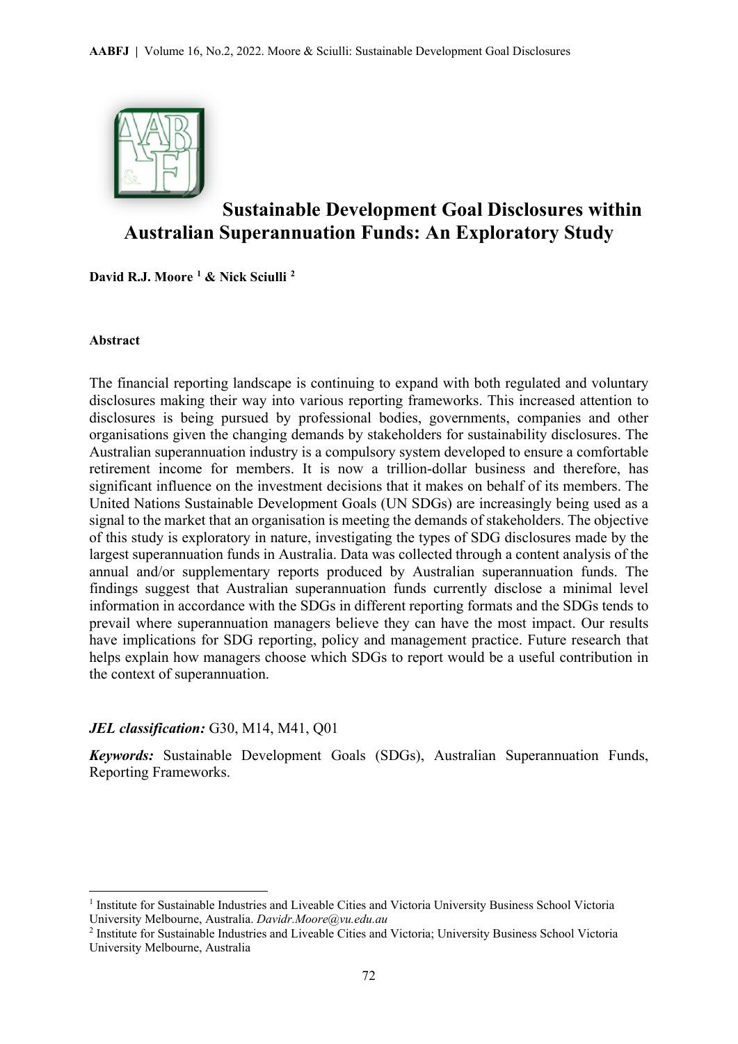# Sustainable Development Goal Disclosures within Australian Superannuation Funds: An Exploratory Study

**David R.J. Moore [1] & Nick Sciulli [2]**

#### Abstract

The financial reporting landscape is continuing to expand with both regulated and voluntary disclosures making their way into various reporting frameworks. This increased attention to disclosures is being pursued by professional bodies, governments, companies and other organisations given the changing demands by stakeholders for sustainability disclosures. The Australian superannuation industry is a compulsory system developed to ensure a comfortable retirement income for members. It is now a trillion-dollar business and therefore, has significant influence on the investment decisions that it makes on behalf of its members. The United Nations Sustainable Development Goals (UN SDGs) are increasingly being used as a signal to the market that an organisation is meeting the demands of stakeholders. The objective of this study is exploratory in nature, investigating the types of SDG disclosures made by the largest superannuation funds in Australia. Data was collected through a content analysis of the annual and/or supplementary reports produced by Australian superannuation funds. The findings suggest that Australian superannuation funds currently disclose a minimal level information in accordance with the SDGs in different reporting formats and the SDGs tends to prevail where superannuation managers believe they can have the most impact. Our results have implications for SDG reporting, policy and management practice. Future research that helps explain how managers choose which SDGs to report would be a useful contribution in the context of superannuation.

***JEL classification:*** G30, M14, M41, Q01

***Keywords:*** Sustainable Development Goals (SDGs), Australian Superannuation Funds, Reporting Frameworks.

---

[1] Institute for Sustainable Industries and Liveable Cities and Victoria University Business School Victoria University Melbourne, Australia. *Davidr.Moore@vu.edu.au*

[2] Institute for Sustainable Industries and Liveable Cities and Victoria; University Business School Victoria University Melbourne, Australia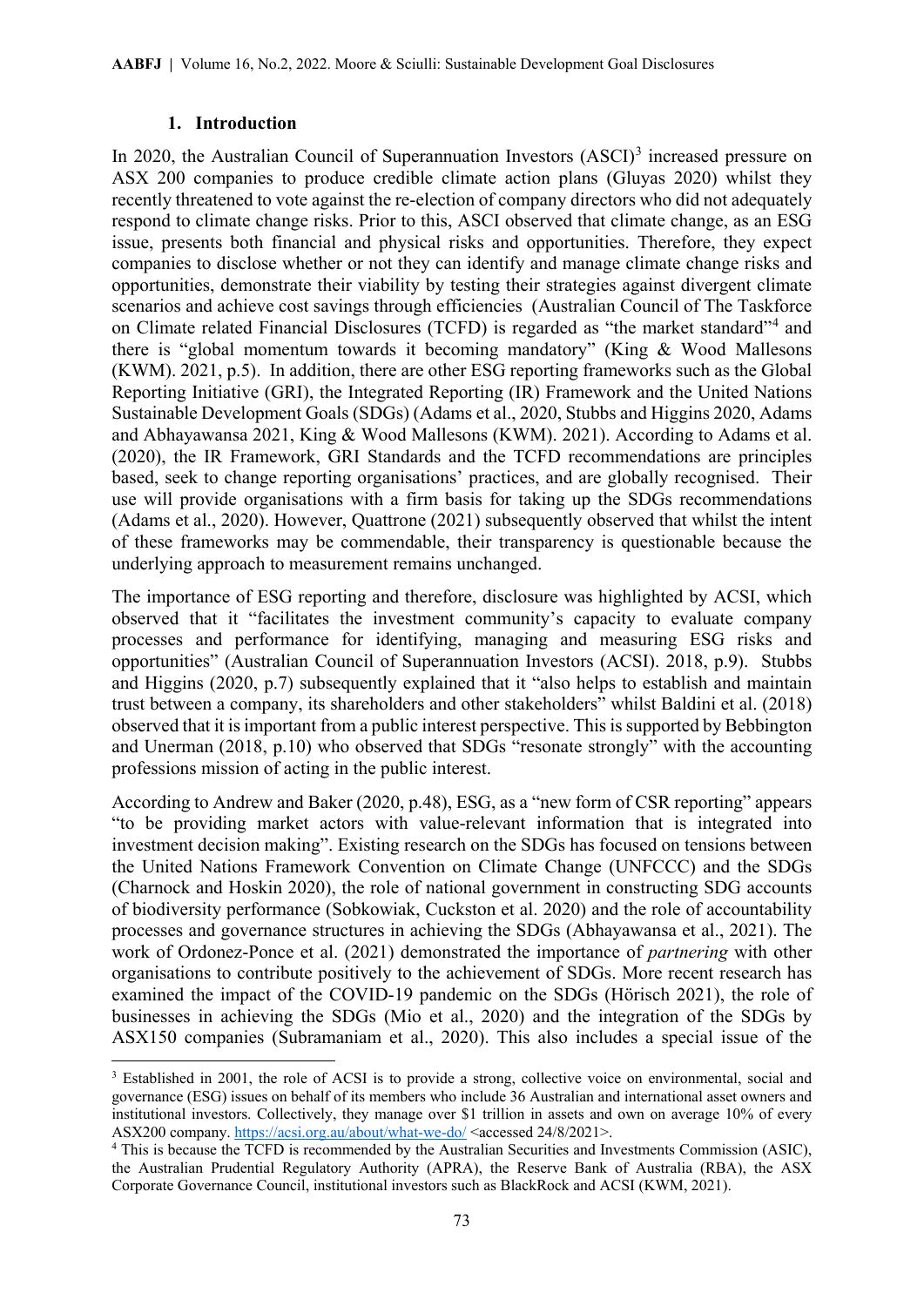## 1. Introduction

In 2020, the Australian Council of Superannuation Investors (ASCI)[3] increased pressure on ASX 200 companies to produce credible climate action plans (Gluyas 2020) whilst they recently threatened to vote against the re-election of company directors who did not adequately respond to climate change risks. Prior to this, ASCI observed that climate change, as an ESG issue, presents both financial and physical risks and opportunities. Therefore, they expect companies to disclose whether or not they can identify and manage climate change risks and opportunities, demonstrate their viability by testing their strategies against divergent climate scenarios and achieve cost savings through efficiencies (Australian Council of The Taskforce on Climate related Financial Disclosures (TCFD) is regarded as "the market standard"[4] and there is "global momentum towards it becoming mandatory" (King & Wood Mallesons (KWM). 2021, p.5). In addition, there are other ESG reporting frameworks such as the Global Reporting Initiative (GRI), the Integrated Reporting (IR) Framework and the United Nations Sustainable Development Goals (SDGs) (Adams et al., 2020, Stubbs and Higgins 2020, Adams and Abhayawansa 2021, King & Wood Mallesons (KWM). 2021). According to Adams et al. (2020), the IR Framework, GRI Standards and the TCFD recommendations are principles based, seek to change reporting organisations' practices, and are globally recognised. Their use will provide organisations with a firm basis for taking up the SDGs recommendations (Adams et al., 2020). However, Quattrone (2021) subsequently observed that whilst the intent of these frameworks may be commendable, their transparency is questionable because the underlying approach to measurement remains unchanged.

The importance of ESG reporting and therefore, disclosure was highlighted by ACSI, which observed that it "facilitates the investment community's capacity to evaluate company processes and performance for identifying, managing and measuring ESG risks and opportunities" (Australian Council of Superannuation Investors (ACSI). 2018, p.9). Stubbs and Higgins (2020, p.7) subsequently explained that it "also helps to establish and maintain trust between a company, its shareholders and other stakeholders" whilst Baldini et al. (2018) observed that it is important from a public interest perspective. This is supported by Bebbington and Unerman (2018, p.10) who observed that SDGs "resonate strongly" with the accounting professions mission of acting in the public interest.

According to Andrew and Baker (2020, p.48), ESG, as a "new form of CSR reporting" appears "to be providing market actors with value-relevant information that is integrated into investment decision making". Existing research on the SDGs has focused on tensions between the United Nations Framework Convention on Climate Change (UNFCCC) and the SDGs (Charnock and Hoskin 2020), the role of national government in constructing SDG accounts of biodiversity performance (Sobkowiak, Cuckston et al. 2020) and the role of accountability processes and governance structures in achieving the SDGs (Abhayawansa et al., 2021). The work of Ordonez-Ponce et al. (2021) demonstrated the importance of *partnering* with other organisations to contribute positively to the achievement of SDGs. More recent research has examined the impact of the COVID-19 pandemic on the SDGs (Hörisch 2021), the role of businesses in achieving the SDGs (Mio et al., 2020) and the integration of the SDGs by ASX150 companies (Subramaniam et al., 2020). This also includes a special issue of the

[3] Established in 2001, the role of ACSI is to provide a strong, collective voice on environmental, social and governance (ESG) issues on behalf of its members who include 36 Australian and international asset owners and institutional investors. Collectively, they manage over $1 trillion in assets and own on average 10% of every ASX200 company. https://acsi.org.au/about/what-we-do/ <accessed 24/8/2021>.

[4] This is because the TCFD is recommended by the Australian Securities and Investments Commission (ASIC), the Australian Prudential Regulatory Authority (APRA), the Reserve Bank of Australia (RBA), the ASX Corporate Governance Council, institutional investors such as BlackRock and ACSI (KWM, 2021).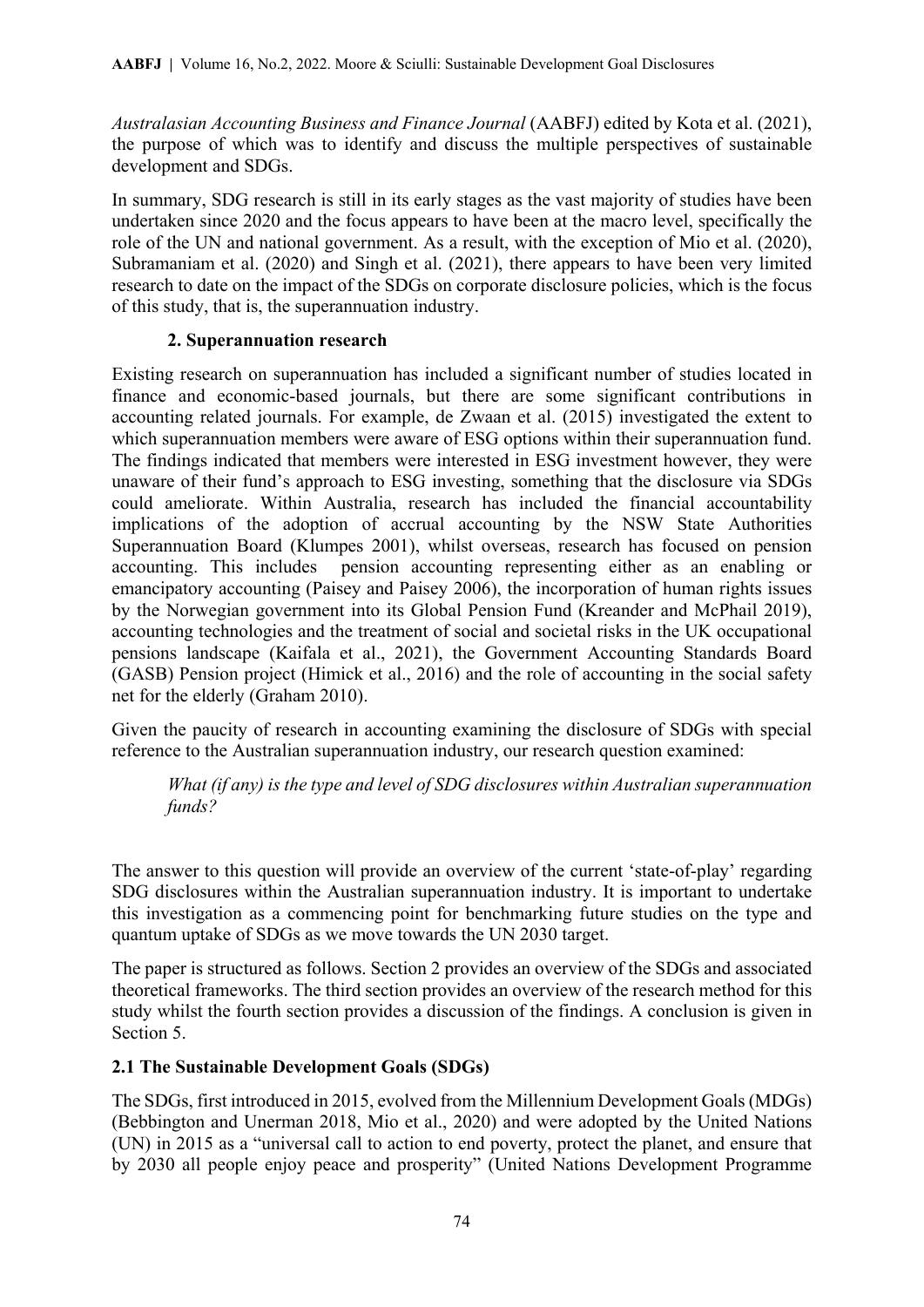*Australasian Accounting Business and Finance Journal* (AABFJ) edited by Kota et al. (2021), the purpose of which was to identify and discuss the multiple perspectives of sustainable development and SDGs.

In summary, SDG research is still in its early stages as the vast majority of studies have been undertaken since 2020 and the focus appears to have been at the macro level, specifically the role of the UN and national government. As a result, with the exception of Mio et al. (2020), Subramaniam et al. (2020) and Singh et al. (2021), there appears to have been very limited research to date on the impact of the SDGs on corporate disclosure policies, which is the focus of this study, that is, the superannuation industry.

## 2. Superannuation research

Existing research on superannuation has included a significant number of studies located in finance and economic-based journals, but there are some significant contributions in accounting related journals. For example, de Zwaan et al. (2015) investigated the extent to which superannuation members were aware of ESG options within their superannuation fund. The findings indicated that members were interested in ESG investment however, they were unaware of their fund's approach to ESG investing, something that the disclosure via SDGs could ameliorate. Within Australia, research has included the financial accountability implications of the adoption of accrual accounting by the NSW State Authorities Superannuation Board (Klumpes 2001), whilst overseas, research has focused on pension accounting. This includes pension accounting representing either as an enabling or emancipatory accounting (Paisey and Paisey 2006), the incorporation of human rights issues by the Norwegian government into its Global Pension Fund (Kreander and McPhail 2019), accounting technologies and the treatment of social and societal risks in the UK occupational pensions landscape (Kaifala et al., 2021), the Government Accounting Standards Board (GASB) Pension project (Himick et al., 2016) and the role of accounting in the social safety net for the elderly (Graham 2010).

Given the paucity of research in accounting examining the disclosure of SDGs with special reference to the Australian superannuation industry, our research question examined:

> *What (if any) is the type and level of SDG disclosures within Australian superannuation funds?*

The answer to this question will provide an overview of the current 'state-of-play' regarding SDG disclosures within the Australian superannuation industry. It is important to undertake this investigation as a commencing point for benchmarking future studies on the type and quantum uptake of SDGs as we move towards the UN 2030 target.

The paper is structured as follows. Section 2 provides an overview of the SDGs and associated theoretical frameworks. The third section provides an overview of the research method for this study whilst the fourth section provides a discussion of the findings. A conclusion is given in Section 5.

### 2.1 The Sustainable Development Goals (SDGs)

The SDGs, first introduced in 2015, evolved from the Millennium Development Goals (MDGs) (Bebbington and Unerman 2018, Mio et al., 2020) and were adopted by the United Nations (UN) in 2015 as a "universal call to action to end poverty, protect the planet, and ensure that by 2030 all people enjoy peace and prosperity" (United Nations Development Programme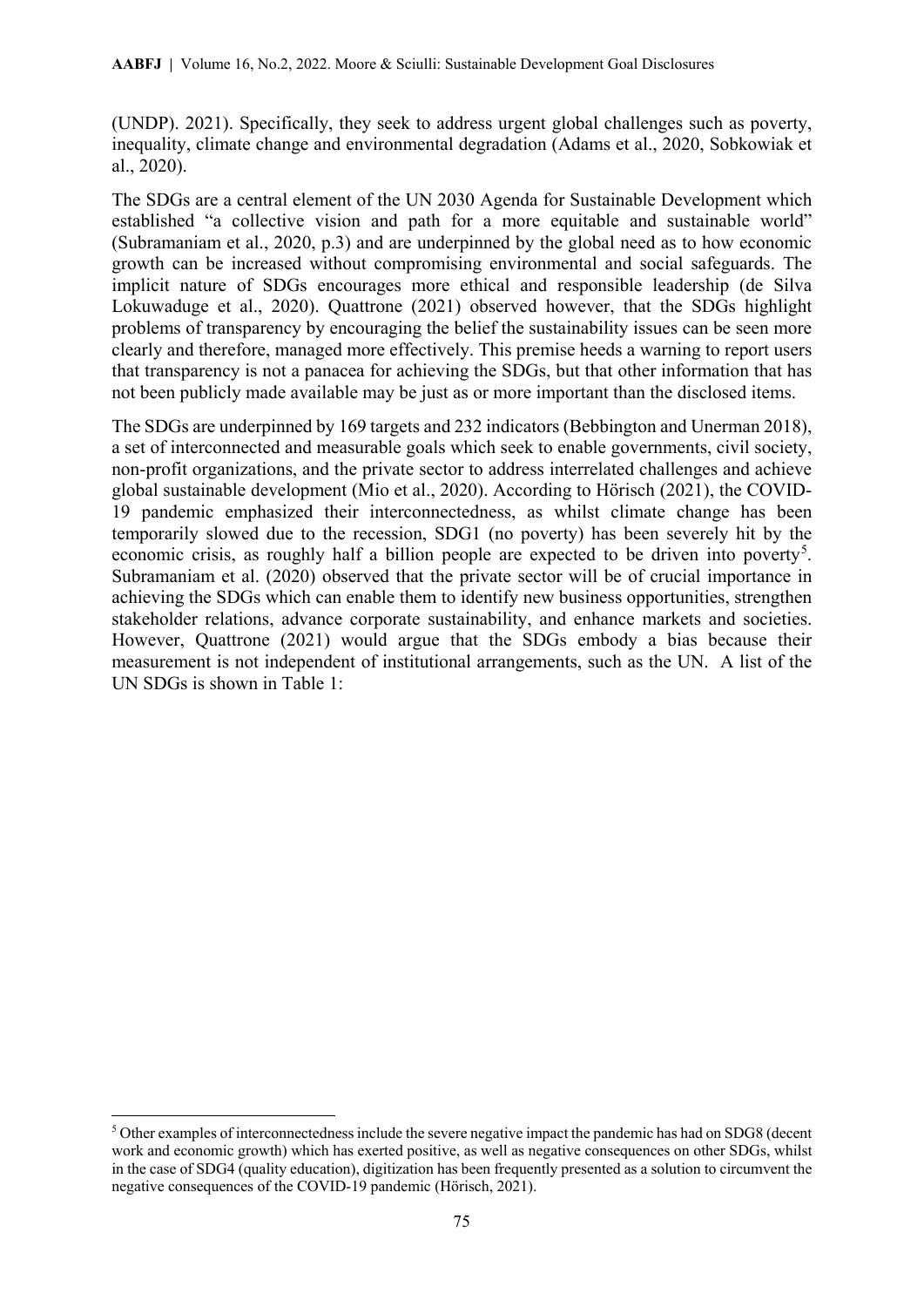(UNDP). 2021). Specifically, they seek to address urgent global challenges such as poverty, inequality, climate change and environmental degradation (Adams et al., 2020, Sobkowiak et al., 2020).

The SDGs are a central element of the UN 2030 Agenda for Sustainable Development which established "a collective vision and path for a more equitable and sustainable world" (Subramaniam et al., 2020, p.3) and are underpinned by the global need as to how economic growth can be increased without compromising environmental and social safeguards. The implicit nature of SDGs encourages more ethical and responsible leadership (de Silva Lokuwaduge et al., 2020). Quattrone (2021) observed however, that the SDGs highlight problems of transparency by encouraging the belief the sustainability issues can be seen more clearly and therefore, managed more effectively. This premise heeds a warning to report users that transparency is not a panacea for achieving the SDGs, but that other information that has not been publicly made available may be just as or more important than the disclosed items.

The SDGs are underpinned by 169 targets and 232 indicators (Bebbington and Unerman 2018), a set of interconnected and measurable goals which seek to enable governments, civil society, non-profit organizations, and the private sector to address interrelated challenges and achieve global sustainable development (Mio et al., 2020). According to Hörisch (2021), the COVID-19 pandemic emphasized their interconnectedness, as whilst climate change has been temporarily slowed due to the recession, SDG1 (no poverty) has been severely hit by the economic crisis, as roughly half a billion people are expected to be driven into poverty[5]. Subramaniam et al. (2020) observed that the private sector will be of crucial importance in achieving the SDGs which can enable them to identify new business opportunities, strengthen stakeholder relations, advance corporate sustainability, and enhance markets and societies. However, Quattrone (2021) would argue that the SDGs embody a bias because their measurement is not independent of institutional arrangements, such as the UN. A list of the UN SDGs is shown in Table 1:

[5] Other examples of interconnectedness include the severe negative impact the pandemic has had on SDG8 (decent work and economic growth) which has exerted positive, as well as negative consequences on other SDGs, whilst in the case of SDG4 (quality education), digitization has been frequently presented as a solution to circumvent the negative consequences of the COVID-19 pandemic (Hörisch, 2021).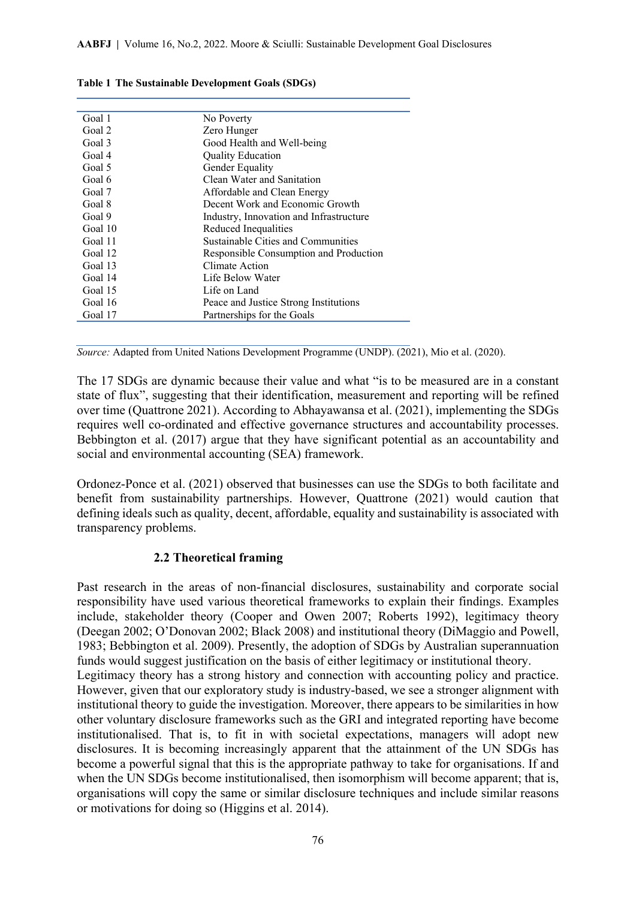**Table 1 The Sustainable Development Goals (SDGs)**

| | |
|---|---|
| Goal 1 | No Poverty |
| Goal 2 | Zero Hunger |
| Goal 3 | Good Health and Well-being |
| Goal 4 | Quality Education |
| Goal 5 | Gender Equality |
| Goal 6 | Clean Water and Sanitation |
| Goal 7 | Affordable and Clean Energy |
| Goal 8 | Decent Work and Economic Growth |
| Goal 9 | Industry, Innovation and Infrastructure |
| Goal 10 | Reduced Inequalities |
| Goal 11 | Sustainable Cities and Communities |
| Goal 12 | Responsible Consumption and Production |
| Goal 13 | Climate Action |
| Goal 14 | Life Below Water |
| Goal 15 | Life on Land |
| Goal 16 | Peace and Justice Strong Institutions |
| Goal 17 | Partnerships for the Goals |

*Source:* Adapted from United Nations Development Programme (UNDP). (2021), Mio et al. (2020).

The 17 SDGs are dynamic because their value and what "is to be measured are in a constant state of flux", suggesting that their identification, measurement and reporting will be refined over time (Quattrone 2021). According to Abhayawansa et al. (2021), implementing the SDGs requires well co-ordinated and effective governance structures and accountability processes. Bebbington et al. (2017) argue that they have significant potential as an accountability and social and environmental accounting (SEA) framework.

Ordonez-Ponce et al. (2021) observed that businesses can use the SDGs to both facilitate and benefit from sustainability partnerships. However, Quattrone (2021) would caution that defining ideals such as quality, decent, affordable, equality and sustainability is associated with transparency problems.

### 2.2 Theoretical framing

Past research in the areas of non-financial disclosures, sustainability and corporate social responsibility have used various theoretical frameworks to explain their findings. Examples include, stakeholder theory (Cooper and Owen 2007; Roberts 1992), legitimacy theory (Deegan 2002; O'Donovan 2002; Black 2008) and institutional theory (DiMaggio and Powell, 1983; Bebbington et al. 2009). Presently, the adoption of SDGs by Australian superannuation funds would suggest justification on the basis of either legitimacy or institutional theory.
Legitimacy theory has a strong history and connection with accounting policy and practice. However, given that our exploratory study is industry-based, we see a stronger alignment with institutional theory to guide the investigation. Moreover, there appears to be similarities in how other voluntary disclosure frameworks such as the GRI and integrated reporting have become institutionalised. That is, to fit in with societal expectations, managers will adopt new disclosures. It is becoming increasingly apparent that the attainment of the UN SDGs has become a powerful signal that this is the appropriate pathway to take for organisations. If and when the UN SDGs become institutionalised, then isomorphism will become apparent; that is, organisations will copy the same or similar disclosure techniques and include similar reasons or motivations for doing so (Higgins et al. 2014).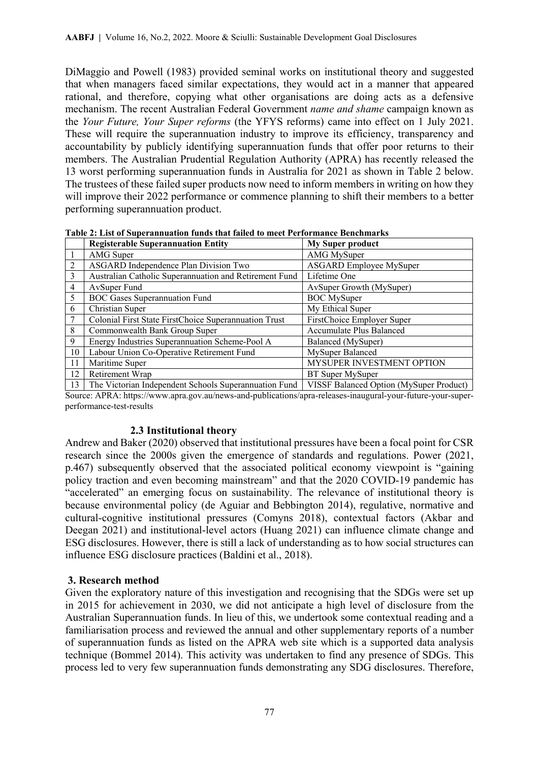DiMaggio and Powell (1983) provided seminal works on institutional theory and suggested that when managers faced similar expectations, they would act in a manner that appeared rational, and therefore, copying what other organisations are doing acts as a defensive mechanism. The recent Australian Federal Government *name and shame* campaign known as the *Your Future, Your Super reforms* (the YFYS reforms) came into effect on 1 July 2021. These will require the superannuation industry to improve its efficiency, transparency and accountability by publicly identifying superannuation funds that offer poor returns to their members. The Australian Prudential Regulation Authority (APRA) has recently released the 13 worst performing superannuation funds in Australia for 2021 as shown in Table 2 below. The trustees of these failed super products now need to inform members in writing on how they will improve their 2022 performance or commence planning to shift their members to a better performing superannuation product.

**Table 2: List of Superannuation funds that failed to meet Performance Benchmarks**

| | Registerable Superannuation Entity | My Super product |
|---|---|---|
| 1 | AMG Super | AMG MySuper |
| 2 | ASGARD Independence Plan Division Two | ASGARD Employee MySuper |
| 3 | Australian Catholic Superannuation and Retirement Fund | Lifetime One |
| 4 | AvSuper Fund | AvSuper Growth (MySuper) |
| 5 | BOC Gases Superannuation Fund | BOC MySuper |
| 6 | Christian Super | My Ethical Super |
| 7 | Colonial First State FirstChoice Superannuation Trust | FirstChoice Employer Super |
| 8 | Commonwealth Bank Group Super | Accumulate Plus Balanced |
| 9 | Energy Industries Superannuation Scheme-Pool A | Balanced (MySuper) |
| 10 | Labour Union Co-Operative Retirement Fund | MySuper Balanced |
| 11 | Maritime Super | MYSUPER INVESTMENT OPTION |
| 12 | Retirement Wrap | BT Super MySuper |
| 13 | The Victorian Independent Schools Superannuation Fund | VISSF Balanced Option (MySuper Product) |

Source: APRA: https://www.apra.gov.au/news-and-publications/apra-releases-inaugural-your-future-your-super-performance-test-results

### 2.3 Institutional theory

Andrew and Baker (2020) observed that institutional pressures have been a focal point for CSR research since the 2000s given the emergence of standards and regulations. Power (2021, p.467) subsequently observed that the associated political economy viewpoint is "gaining policy traction and even becoming mainstream" and that the 2020 COVID-19 pandemic has "accelerated" an emerging focus on sustainability. The relevance of institutional theory is because environmental policy (de Aguiar and Bebbington 2014), regulative, normative and cultural-cognitive institutional pressures (Comyns 2018), contextual factors (Akbar and Deegan 2021) and institutional-level actors (Huang 2021) can influence climate change and ESG disclosures. However, there is still a lack of understanding as to how social structures can influence ESG disclosure practices (Baldini et al., 2018).

## 3. Research method

Given the exploratory nature of this investigation and recognising that the SDGs were set up in 2015 for achievement in 2030, we did not anticipate a high level of disclosure from the Australian Superannuation funds. In lieu of this, we undertook some contextual reading and a familiarisation process and reviewed the annual and other supplementary reports of a number of superannuation funds as listed on the APRA web site which is a supported data analysis technique (Bommel 2014). This activity was undertaken to find any presence of SDGs. This process led to very few superannuation funds demonstrating any SDG disclosures. Therefore,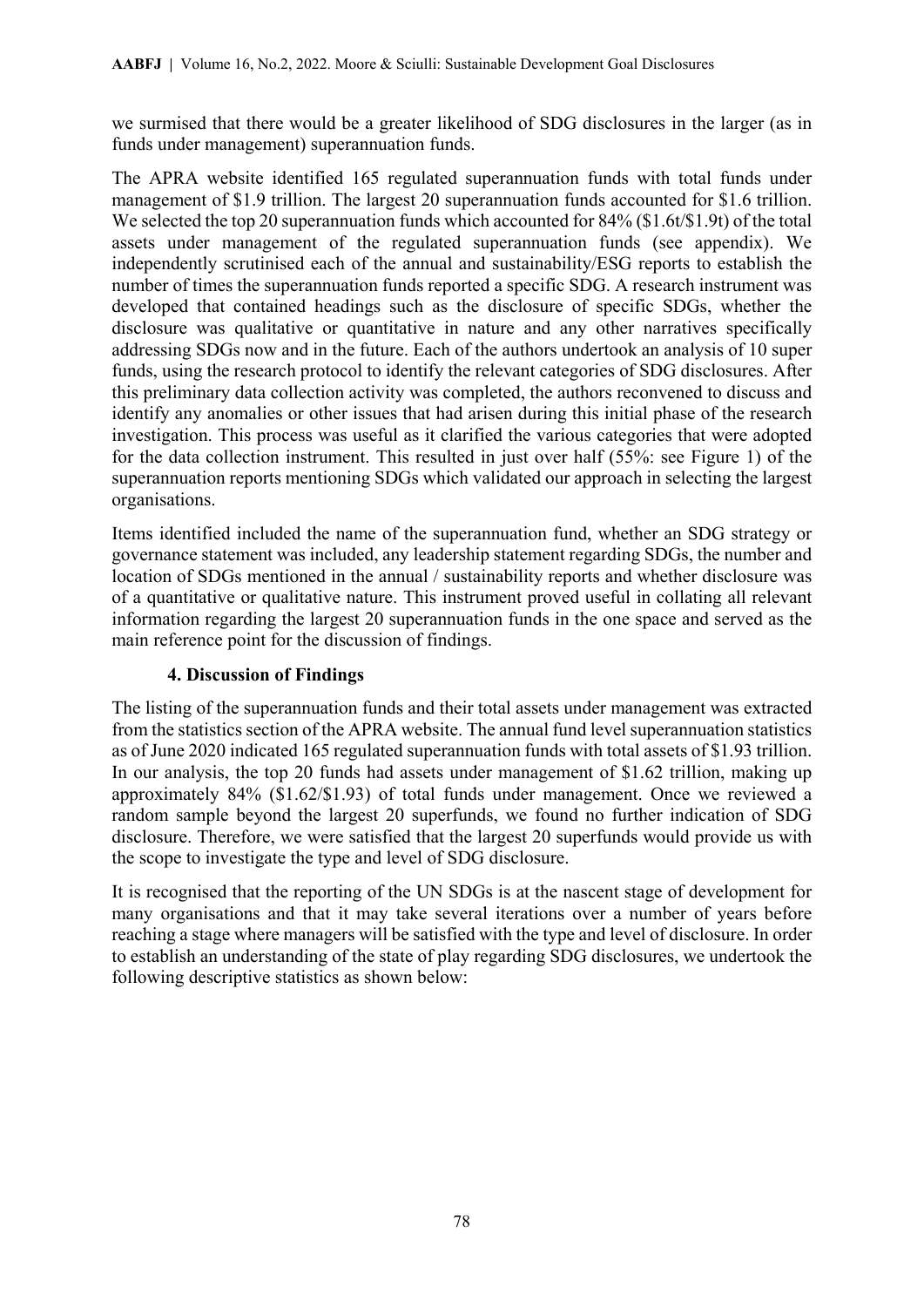we surmised that there would be a greater likelihood of SDG disclosures in the larger (as in funds under management) superannuation funds.

The APRA website identified 165 regulated superannuation funds with total funds under management of $1.9 trillion. The largest 20 superannuation funds accounted for $1.6 trillion. We selected the top 20 superannuation funds which accounted for 84% ($1.6t/$1.9t) of the total assets under management of the regulated superannuation funds (see appendix). We independently scrutinised each of the annual and sustainability/ESG reports to establish the number of times the superannuation funds reported a specific SDG. A research instrument was developed that contained headings such as the disclosure of specific SDGs, whether the disclosure was qualitative or quantitative in nature and any other narratives specifically addressing SDGs now and in the future. Each of the authors undertook an analysis of 10 super funds, using the research protocol to identify the relevant categories of SDG disclosures. After this preliminary data collection activity was completed, the authors reconvened to discuss and identify any anomalies or other issues that had arisen during this initial phase of the research investigation. This process was useful as it clarified the various categories that were adopted for the data collection instrument. This resulted in just over half (55%: see Figure 1) of the superannuation reports mentioning SDGs which validated our approach in selecting the largest organisations.

Items identified included the name of the superannuation fund, whether an SDG strategy or governance statement was included, any leadership statement regarding SDGs, the number and location of SDGs mentioned in the annual / sustainability reports and whether disclosure was of a quantitative or qualitative nature. This instrument proved useful in collating all relevant information regarding the largest 20 superannuation funds in the one space and served as the main reference point for the discussion of findings.

## 4. Discussion of Findings

The listing of the superannuation funds and their total assets under management was extracted from the statistics section of the APRA website. The annual fund level superannuation statistics as of June 2020 indicated 165 regulated superannuation funds with total assets of $1.93 trillion. In our analysis, the top 20 funds had assets under management of $1.62 trillion, making up approximately 84% ($1.62/$1.93) of total funds under management. Once we reviewed a random sample beyond the largest 20 superfunds, we found no further indication of SDG disclosure. Therefore, we were satisfied that the largest 20 superfunds would provide us with the scope to investigate the type and level of SDG disclosure.

It is recognised that the reporting of the UN SDGs is at the nascent stage of development for many organisations and that it may take several iterations over a number of years before reaching a stage where managers will be satisfied with the type and level of disclosure. In order to establish an understanding of the state of play regarding SDG disclosures, we undertook the following descriptive statistics as shown below: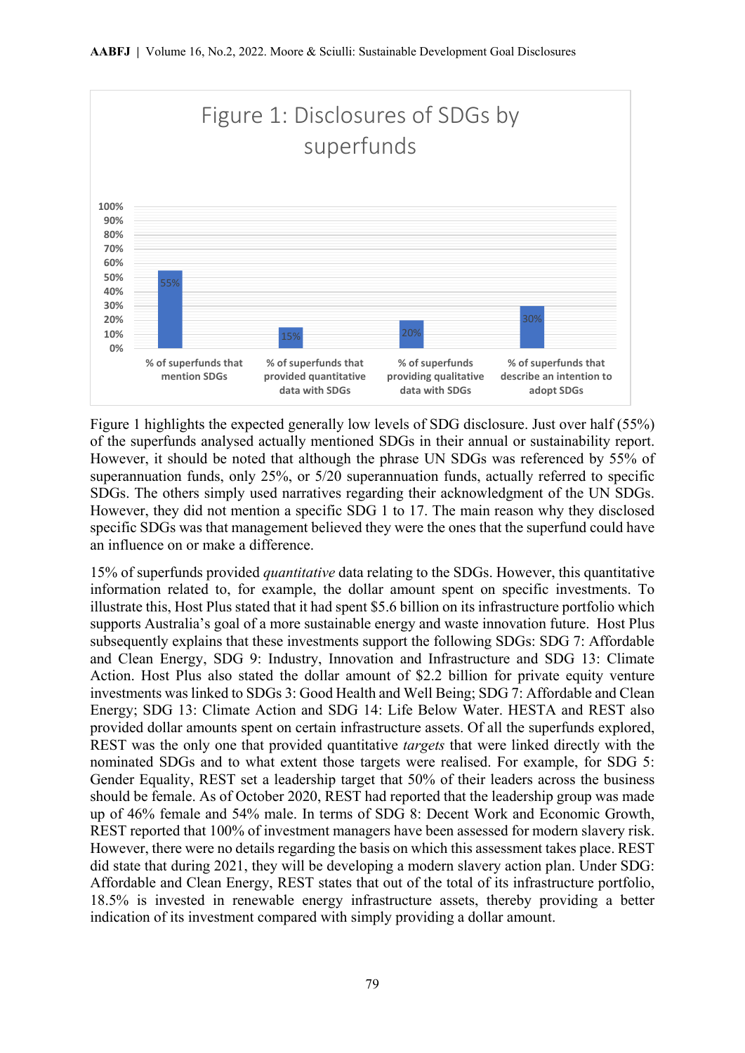Figure 1: Disclosures of SDGs by superfunds

| | % of superfunds that mention SDGs | % of superfunds that provided quantitative data with SDGs | % of superfunds providing qualitative data with SDGs | % of superfunds that describe an intention to adopt SDGs |
|---|---|---|---|---|
| % | 55% | 15% | 20% | 30% |

Figure 1 highlights the expected generally low levels of SDG disclosure. Just over half (55%) of the superfunds analysed actually mentioned SDGs in their annual or sustainability report. However, it should be noted that although the phrase UN SDGs was referenced by 55% of superannuation funds, only 25%, or 5/20 superannuation funds, actually referred to specific SDGs. The others simply used narratives regarding their acknowledgment of the UN SDGs. However, they did not mention a specific SDG 1 to 17. The main reason why they disclosed specific SDGs was that management believed they were the ones that the superfund could have an influence on or make a difference.

15% of superfunds provided *quantitative* data relating to the SDGs. However, this quantitative information related to, for example, the dollar amount spent on specific investments. To illustrate this, Host Plus stated that it had spent $5.6 billion on its infrastructure portfolio which supports Australia's goal of a more sustainable energy and waste innovation future. Host Plus subsequently explains that these investments support the following SDGs: SDG 7: Affordable and Clean Energy, SDG 9: Industry, Innovation and Infrastructure and SDG 13: Climate Action. Host Plus also stated the dollar amount of $2.2 billion for private equity venture investments was linked to SDGs 3: Good Health and Well Being; SDG 7: Affordable and Clean Energy; SDG 13: Climate Action and SDG 14: Life Below Water. HESTA and REST also provided dollar amounts spent on certain infrastructure assets. Of all the superfunds explored, REST was the only one that provided quantitative *targets* that were linked directly with the nominated SDGs and to what extent those targets were realised. For example, for SDG 5: Gender Equality, REST set a leadership target that 50% of their leaders across the business should be female. As of October 2020, REST had reported that the leadership group was made up of 46% female and 54% male. In terms of SDG 8: Decent Work and Economic Growth, REST reported that 100% of investment managers have been assessed for modern slavery risk. However, there were no details regarding the basis on which this assessment takes place. REST did state that during 2021, they will be developing a modern slavery action plan. Under SDG: Affordable and Clean Energy, REST states that out of the total of its infrastructure portfolio, 18.5% is invested in renewable energy infrastructure assets, thereby providing a better indication of its investment compared with simply providing a dollar amount.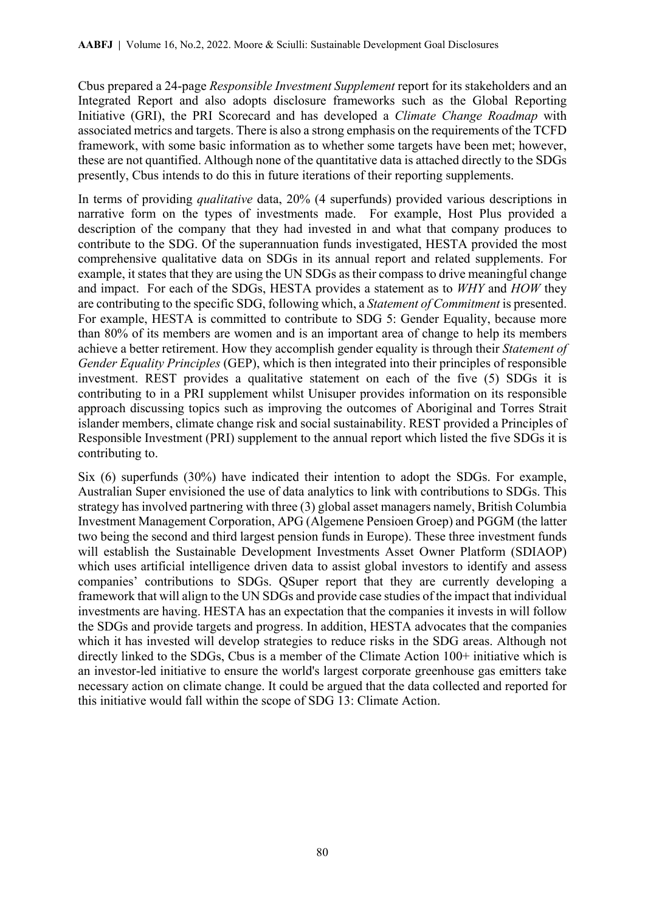Cbus prepared a 24-page *Responsible Investment Supplement* report for its stakeholders and an Integrated Report and also adopts disclosure frameworks such as the Global Reporting Initiative (GRI), the PRI Scorecard and has developed a *Climate Change Roadmap* with associated metrics and targets. There is also a strong emphasis on the requirements of the TCFD framework, with some basic information as to whether some targets have been met; however, these are not quantified. Although none of the quantitative data is attached directly to the SDGs presently, Cbus intends to do this in future iterations of their reporting supplements.

In terms of providing *qualitative* data, 20% (4 superfunds) provided various descriptions in narrative form on the types of investments made. For example, Host Plus provided a description of the company that they had invested in and what that company produces to contribute to the SDG. Of the superannuation funds investigated, HESTA provided the most comprehensive qualitative data on SDGs in its annual report and related supplements. For example, it states that they are using the UN SDGs as their compass to drive meaningful change and impact. For each of the SDGs, HESTA provides a statement as to *WHY* and *HOW* they are contributing to the specific SDG, following which, a *Statement of Commitment* is presented. For example, HESTA is committed to contribute to SDG 5: Gender Equality, because more than 80% of its members are women and is an important area of change to help its members achieve a better retirement. How they accomplish gender equality is through their *Statement of Gender Equality Principles* (GEP), which is then integrated into their principles of responsible investment. REST provides a qualitative statement on each of the five (5) SDGs it is contributing to in a PRI supplement whilst Unisuper provides information on its responsible approach discussing topics such as improving the outcomes of Aboriginal and Torres Strait islander members, climate change risk and social sustainability. REST provided a Principles of Responsible Investment (PRI) supplement to the annual report which listed the five SDGs it is contributing to.

Six (6) superfunds (30%) have indicated their intention to adopt the SDGs. For example, Australian Super envisioned the use of data analytics to link with contributions to SDGs. This strategy has involved partnering with three (3) global asset managers namely, British Columbia Investment Management Corporation, APG (Algemene Pensioen Groep) and PGGM (the latter two being the second and third largest pension funds in Europe). These three investment funds will establish the Sustainable Development Investments Asset Owner Platform (SDIAOP) which uses artificial intelligence driven data to assist global investors to identify and assess companies' contributions to SDGs. QSuper report that they are currently developing a framework that will align to the UN SDGs and provide case studies of the impact that individual investments are having. HESTA has an expectation that the companies it invests in will follow the SDGs and provide targets and progress. In addition, HESTA advocates that the companies which it has invested will develop strategies to reduce risks in the SDG areas. Although not directly linked to the SDGs, Cbus is a member of the Climate Action 100+ initiative which is an investor-led initiative to ensure the world's largest corporate greenhouse gas emitters take necessary action on climate change. It could be argued that the data collected and reported for this initiative would fall within the scope of SDG 13: Climate Action.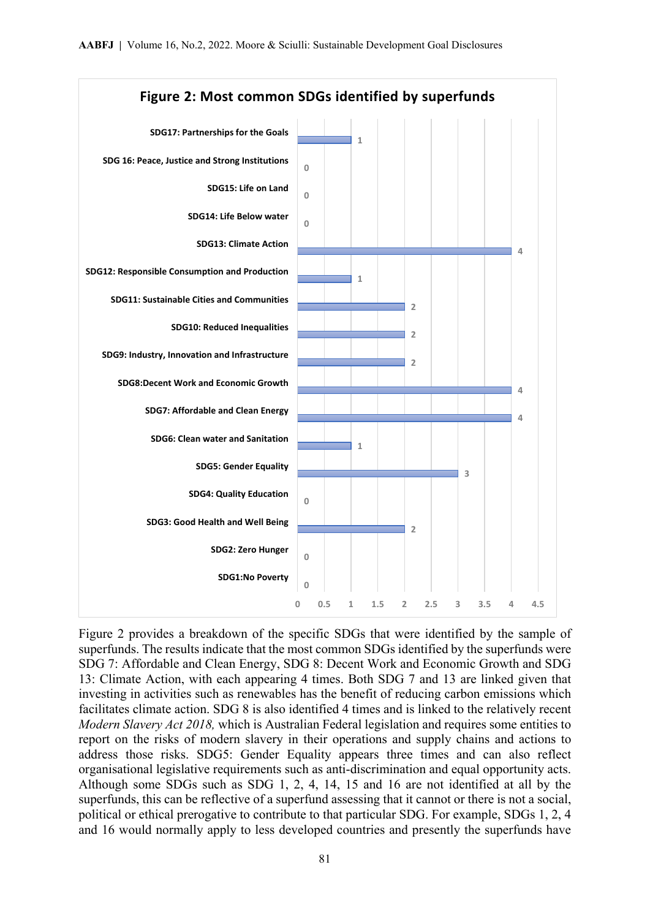**Figure 2: Most common SDGs identified by superfunds**

| SDG | Count |
|---|---|
| SDG17: Partnerships for the Goals | 1 |
| SDG 16: Peace, Justice and Strong Institutions | 0 |
| SDG15: Life on Land | 0 |
| SDG14: Life Below water | 0 |
| SDG13: Climate Action | 4 |
| SDG12: Responsible Consumption and Production | 1 |
| SDG11: Sustainable Cities and Communities | 2 |
| SDG10: Reduced Inequalities | 2 |
| SDG9: Industry, Innovation and Infrastructure | 2 |
| SDG8:Decent Work and Economic Growth | 4 |
| SDG7: Affordable and Clean Energy | 4 |
| SDG6: Clean water and Sanitation | 1 |
| SDG5: Gender Equality | 3 |
| SDG4: Quality Education | 0 |
| SDG3: Good Health and Well Being | 2 |
| SDG2: Zero Hunger | 0 |
| SDG1:No Poverty | 0 |

Figure 2 provides a breakdown of the specific SDGs that were identified by the sample of superfunds. The results indicate that the most common SDGs identified by the superfunds were SDG 7: Affordable and Clean Energy, SDG 8: Decent Work and Economic Growth and SDG 13: Climate Action, with each appearing 4 times. Both SDG 7 and 13 are linked given that investing in activities such as renewables has the benefit of reducing carbon emissions which facilitates climate action. SDG 8 is also identified 4 times and is linked to the relatively recent *Modern Slavery Act 2018,* which is Australian Federal legislation and requires some entities to report on the risks of modern slavery in their operations and supply chains and actions to address those risks. SDG5: Gender Equality appears three times and can also reflect organisational legislative requirements such as anti-discrimination and equal opportunity acts. Although some SDGs such as SDG 1, 2, 4, 14, 15 and 16 are not identified at all by the superfunds, this can be reflective of a superfund assessing that it cannot or there is not a social, political or ethical prerogative to contribute to that particular SDG. For example, SDGs 1, 2, 4 and 16 would normally apply to less developed countries and presently the superfunds have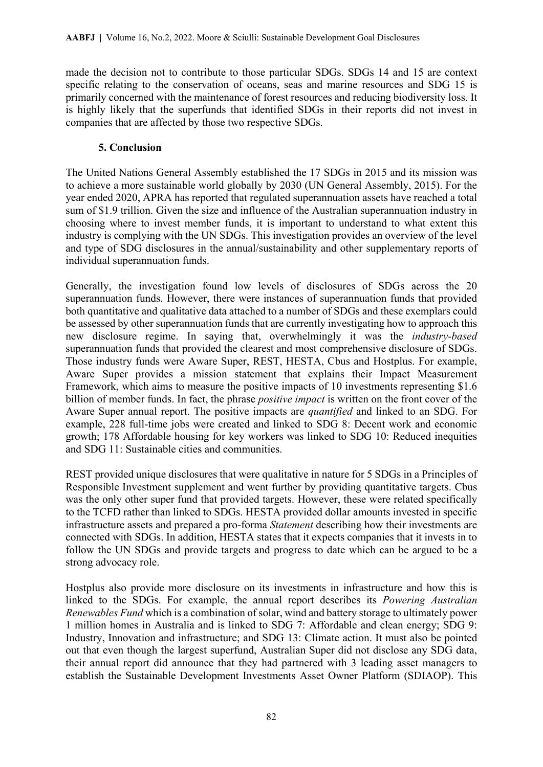made the decision not to contribute to those particular SDGs. SDGs 14 and 15 are context specific relating to the conservation of oceans, seas and marine resources and SDG 15 is primarily concerned with the maintenance of forest resources and reducing biodiversity loss. It is highly likely that the superfunds that identified SDGs in their reports did not invest in companies that are affected by those two respective SDGs.

## 5. Conclusion

The United Nations General Assembly established the 17 SDGs in 2015 and its mission was to achieve a more sustainable world globally by 2030 (UN General Assembly, 2015). For the year ended 2020, APRA has reported that regulated superannuation assets have reached a total sum of $1.9 trillion. Given the size and influence of the Australian superannuation industry in choosing where to invest member funds, it is important to understand to what extent this industry is complying with the UN SDGs. This investigation provides an overview of the level and type of SDG disclosures in the annual/sustainability and other supplementary reports of individual superannuation funds.

Generally, the investigation found low levels of disclosures of SDGs across the 20 superannuation funds. However, there were instances of superannuation funds that provided both quantitative and qualitative data attached to a number of SDGs and these exemplars could be assessed by other superannuation funds that are currently investigating how to approach this new disclosure regime. In saying that, overwhelmingly it was the *industry-based* superannuation funds that provided the clearest and most comprehensive disclosure of SDGs. Those industry funds were Aware Super, REST, HESTA, Cbus and Hostplus. For example, Aware Super provides a mission statement that explains their Impact Measurement Framework, which aims to measure the positive impacts of 10 investments representing $1.6 billion of member funds. In fact, the phrase *positive impact* is written on the front cover of the Aware Super annual report. The positive impacts are *quantified* and linked to an SDG. For example, 228 full-time jobs were created and linked to SDG 8: Decent work and economic growth; 178 Affordable housing for key workers was linked to SDG 10: Reduced inequities and SDG 11: Sustainable cities and communities.

REST provided unique disclosures that were qualitative in nature for 5 SDGs in a Principles of Responsible Investment supplement and went further by providing quantitative targets. Cbus was the only other super fund that provided targets. However, these were related specifically to the TCFD rather than linked to SDGs. HESTA provided dollar amounts invested in specific infrastructure assets and prepared a pro-forma *Statement* describing how their investments are connected with SDGs. In addition, HESTA states that it expects companies that it invests in to follow the UN SDGs and provide targets and progress to date which can be argued to be a strong advocacy role.

Hostplus also provide more disclosure on its investments in infrastructure and how this is linked to the SDGs. For example, the annual report describes its *Powering Australian Renewables Fund* which is a combination of solar, wind and battery storage to ultimately power 1 million homes in Australia and is linked to SDG 7: Affordable and clean energy; SDG 9: Industry, Innovation and infrastructure; and SDG 13: Climate action. It must also be pointed out that even though the largest superfund, Australian Super did not disclose any SDG data, their annual report did announce that they had partnered with 3 leading asset managers to establish the Sustainable Development Investments Asset Owner Platform (SDIAOP). This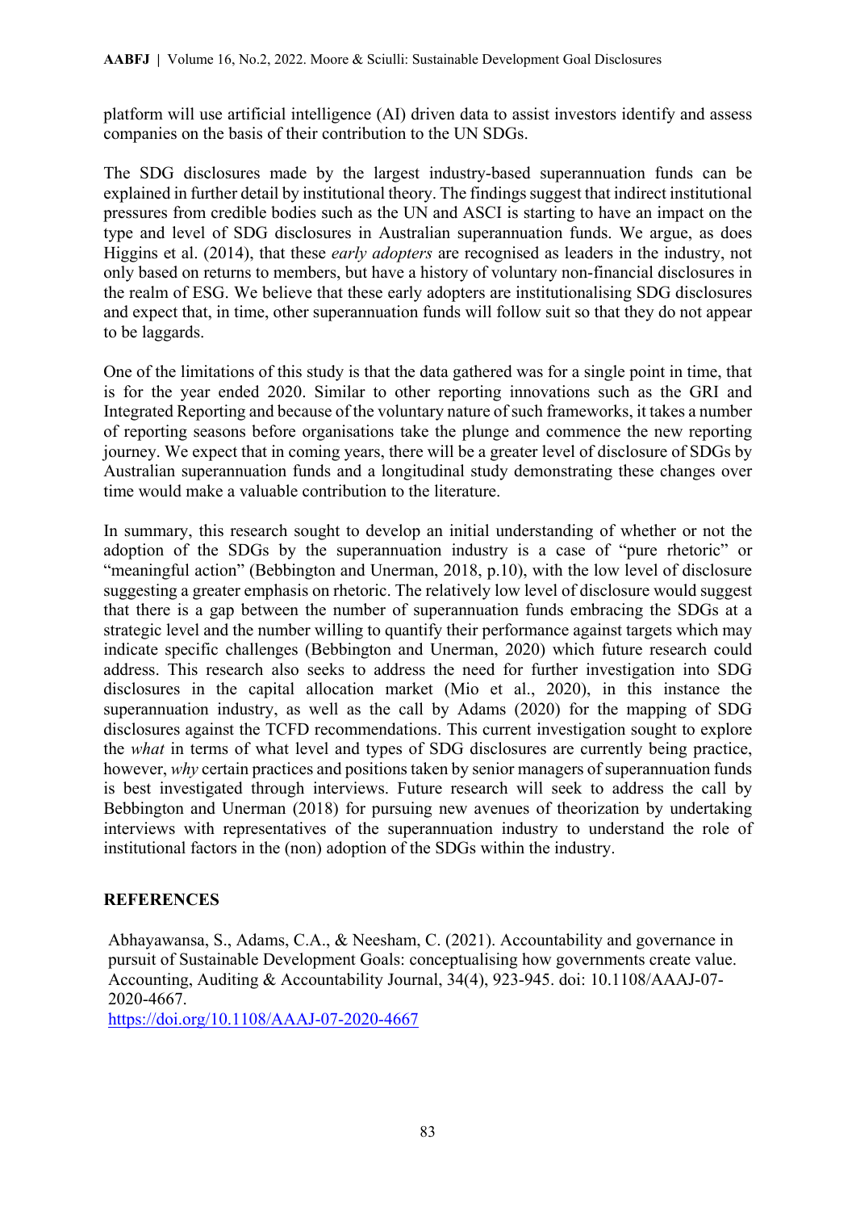platform will use artificial intelligence (AI) driven data to assist investors identify and assess companies on the basis of their contribution to the UN SDGs.

The SDG disclosures made by the largest industry-based superannuation funds can be explained in further detail by institutional theory. The findings suggest that indirect institutional pressures from credible bodies such as the UN and ASCI is starting to have an impact on the type and level of SDG disclosures in Australian superannuation funds. We argue, as does Higgins et al. (2014), that these *early adopters* are recognised as leaders in the industry, not only based on returns to members, but have a history of voluntary non-financial disclosures in the realm of ESG. We believe that these early adopters are institutionalising SDG disclosures and expect that, in time, other superannuation funds will follow suit so that they do not appear to be laggards.

One of the limitations of this study is that the data gathered was for a single point in time, that is for the year ended 2020. Similar to other reporting innovations such as the GRI and Integrated Reporting and because of the voluntary nature of such frameworks, it takes a number of reporting seasons before organisations take the plunge and commence the new reporting journey. We expect that in coming years, there will be a greater level of disclosure of SDGs by Australian superannuation funds and a longitudinal study demonstrating these changes over time would make a valuable contribution to the literature.

In summary, this research sought to develop an initial understanding of whether or not the adoption of the SDGs by the superannuation industry is a case of "pure rhetoric" or "meaningful action" (Bebbington and Unerman, 2018, p.10), with the low level of disclosure suggesting a greater emphasis on rhetoric. The relatively low level of disclosure would suggest that there is a gap between the number of superannuation funds embracing the SDGs at a strategic level and the number willing to quantify their performance against targets which may indicate specific challenges (Bebbington and Unerman, 2020) which future research could address. This research also seeks to address the need for further investigation into SDG disclosures in the capital allocation market (Mio et al., 2020), in this instance the superannuation industry, as well as the call by Adams (2020) for the mapping of SDG disclosures against the TCFD recommendations. This current investigation sought to explore the *what* in terms of what level and types of SDG disclosures are currently being practice, however, *why* certain practices and positions taken by senior managers of superannuation funds is best investigated through interviews. Future research will seek to address the call by Bebbington and Unerman (2018) for pursuing new avenues of theorization by undertaking interviews with representatives of the superannuation industry to understand the role of institutional factors in the (non) adoption of the SDGs within the industry.

## REFERENCES

Abhayawansa, S., Adams, C.A., & Neesham, C. (2021). Accountability and governance in pursuit of Sustainable Development Goals: conceptualising how governments create value. Accounting, Auditing & Accountability Journal, 34(4), 923-945. doi: 10.1108/AAAJ-07-2020-4667.
https://doi.org/10.1108/AAAJ-07-2020-4667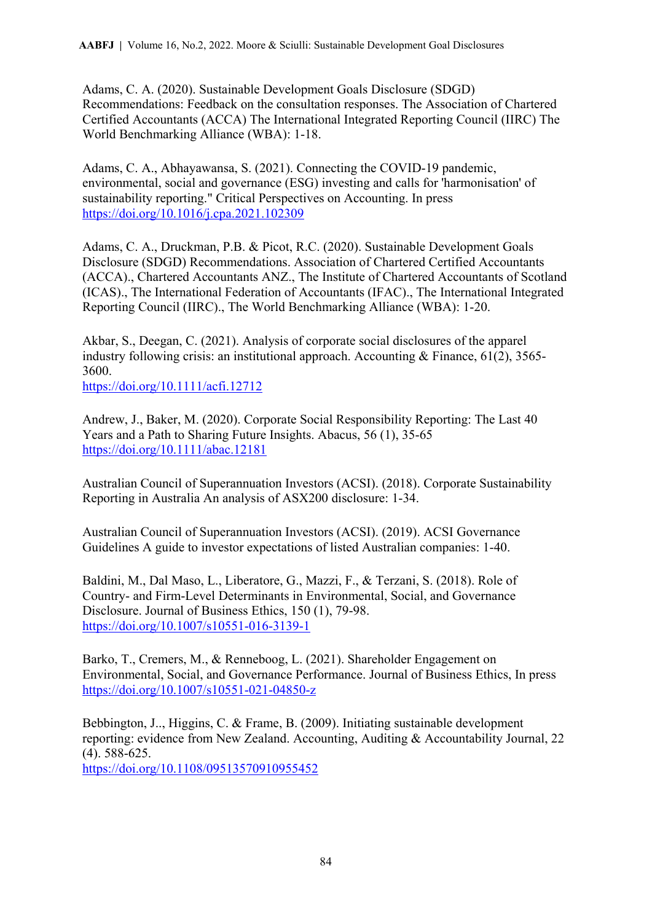Adams, C. A. (2020). Sustainable Development Goals Disclosure (SDGD) Recommendations: Feedback on the consultation responses. The Association of Chartered Certified Accountants (ACCA) The International Integrated Reporting Council (IIRC) The World Benchmarking Alliance (WBA): 1-18.

Adams, C. A., Abhayawansa, S. (2021). Connecting the COVID-19 pandemic, environmental, social and governance (ESG) investing and calls for 'harmonisation' of sustainability reporting." Critical Perspectives on Accounting. In press https://doi.org/10.1016/j.cpa.2021.102309

Adams, C. A., Druckman, P.B. & Picot, R.C. (2020). Sustainable Development Goals Disclosure (SDGD) Recommendations. Association of Chartered Certified Accountants (ACCA)., Chartered Accountants ANZ., The Institute of Chartered Accountants of Scotland (ICAS)., The International Federation of Accountants (IFAC)., The International Integrated Reporting Council (IIRC)., The World Benchmarking Alliance (WBA): 1-20.

Akbar, S., Deegan, C. (2021). Analysis of corporate social disclosures of the apparel industry following crisis: an institutional approach. Accounting & Finance, 61(2), 3565-3600.
https://doi.org/10.1111/acfi.12712

Andrew, J., Baker, M. (2020). Corporate Social Responsibility Reporting: The Last 40 Years and a Path to Sharing Future Insights. Abacus, 56 (1), 35-65
https://doi.org/10.1111/abac.12181

Australian Council of Superannuation Investors (ACSI). (2018). Corporate Sustainability Reporting in Australia An analysis of ASX200 disclosure: 1-34.

Australian Council of Superannuation Investors (ACSI). (2019). ACSI Governance Guidelines A guide to investor expectations of listed Australian companies: 1-40.

Baldini, M., Dal Maso, L., Liberatore, G., Mazzi, F., & Terzani, S. (2018). Role of Country- and Firm-Level Determinants in Environmental, Social, and Governance Disclosure. Journal of Business Ethics, 150 (1), 79-98.
https://doi.org/10.1007/s10551-016-3139-1

Barko, T., Cremers, M., & Renneboog, L. (2021). Shareholder Engagement on Environmental, Social, and Governance Performance. Journal of Business Ethics, In press
https://doi.org/10.1007/s10551-021-04850-z

Bebbington, J.., Higgins, C. & Frame, B. (2009). Initiating sustainable development reporting: evidence from New Zealand. Accounting, Auditing & Accountability Journal, 22 (4). 588-625.
https://doi.org/10.1108/09513570910955452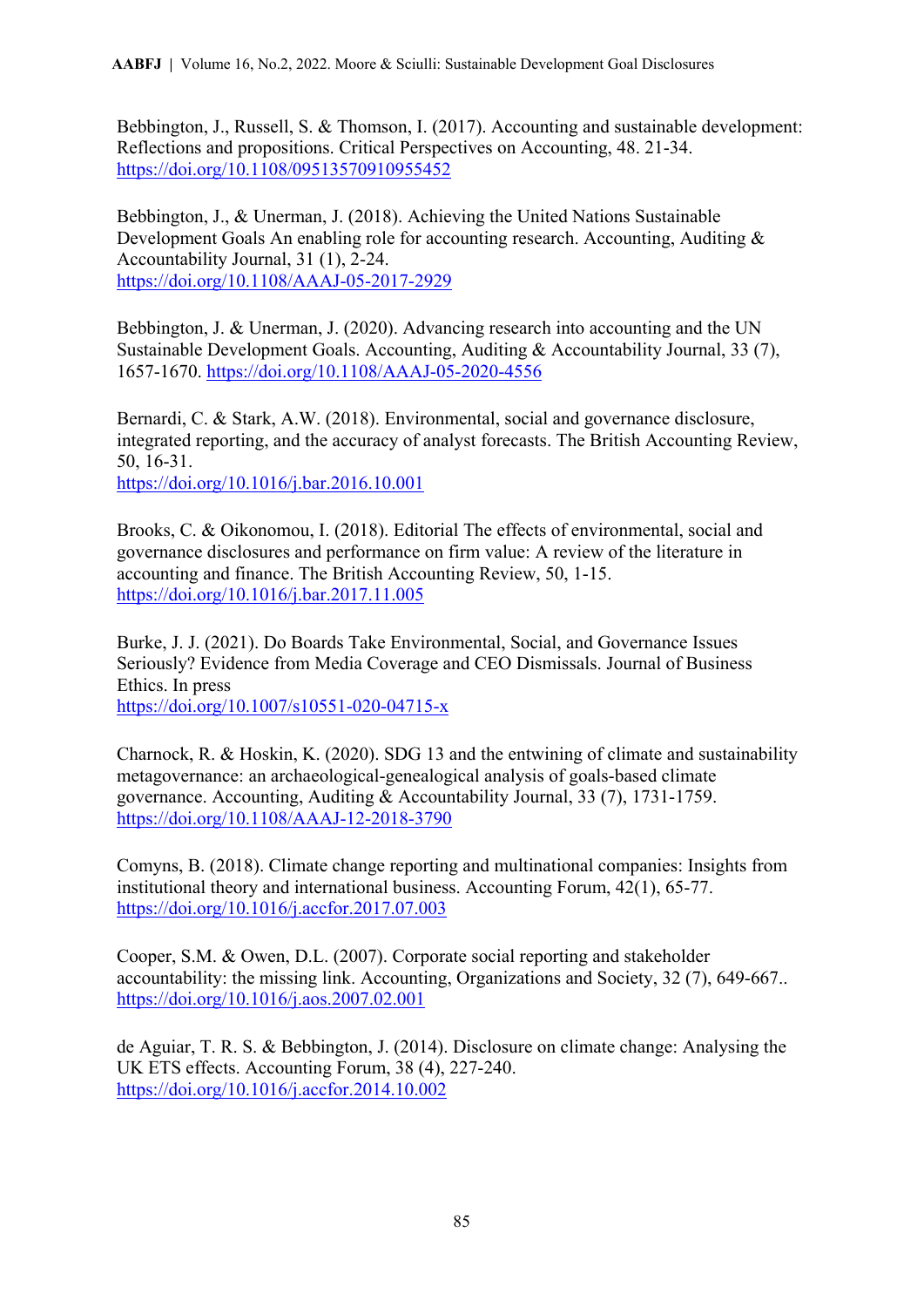Bebbington, J., Russell, S. & Thomson, I. (2017). Accounting and sustainable development: Reflections and propositions. Critical Perspectives on Accounting, 48. 21-34. https://doi.org/10.1108/09513570910955452

Bebbington, J., & Unerman, J. (2018). Achieving the United Nations Sustainable Development Goals An enabling role for accounting research. Accounting, Auditing & Accountability Journal, 31 (1), 2-24. https://doi.org/10.1108/AAAJ-05-2017-2929

Bebbington, J. & Unerman, J. (2020). Advancing research into accounting and the UN Sustainable Development Goals. Accounting, Auditing & Accountability Journal, 33 (7), 1657-1670. https://doi.org/10.1108/AAAJ-05-2020-4556

Bernardi, C. & Stark, A.W. (2018). Environmental, social and governance disclosure, integrated reporting, and the accuracy of analyst forecasts. The British Accounting Review, 50, 16-31. https://doi.org/10.1016/j.bar.2016.10.001

Brooks, C. & Oikonomou, I. (2018). Editorial The effects of environmental, social and governance disclosures and performance on firm value: A review of the literature in accounting and finance. The British Accounting Review, 50, 1-15. https://doi.org/10.1016/j.bar.2017.11.005

Burke, J. J. (2021). Do Boards Take Environmental, Social, and Governance Issues Seriously? Evidence from Media Coverage and CEO Dismissals. Journal of Business Ethics. In press https://doi.org/10.1007/s10551-020-04715-x

Charnock, R. & Hoskin, K. (2020). SDG 13 and the entwining of climate and sustainability metagovernance: an archaeological-genealogical analysis of goals-based climate governance. Accounting, Auditing & Accountability Journal, 33 (7), 1731-1759. https://doi.org/10.1108/AAAJ-12-2018-3790

Comyns, B. (2018). Climate change reporting and multinational companies: Insights from institutional theory and international business. Accounting Forum, 42(1), 65-77. https://doi.org/10.1016/j.accfor.2017.07.003

Cooper, S.M. & Owen, D.L. (2007). Corporate social reporting and stakeholder accountability: the missing link. Accounting, Organizations and Society, 32 (7), 649-667.. https://doi.org/10.1016/j.aos.2007.02.001

de Aguiar, T. R. S. & Bebbington, J. (2014). Disclosure on climate change: Analysing the UK ETS effects. Accounting Forum, 38 (4), 227-240. https://doi.org/10.1016/j.accfor.2014.10.002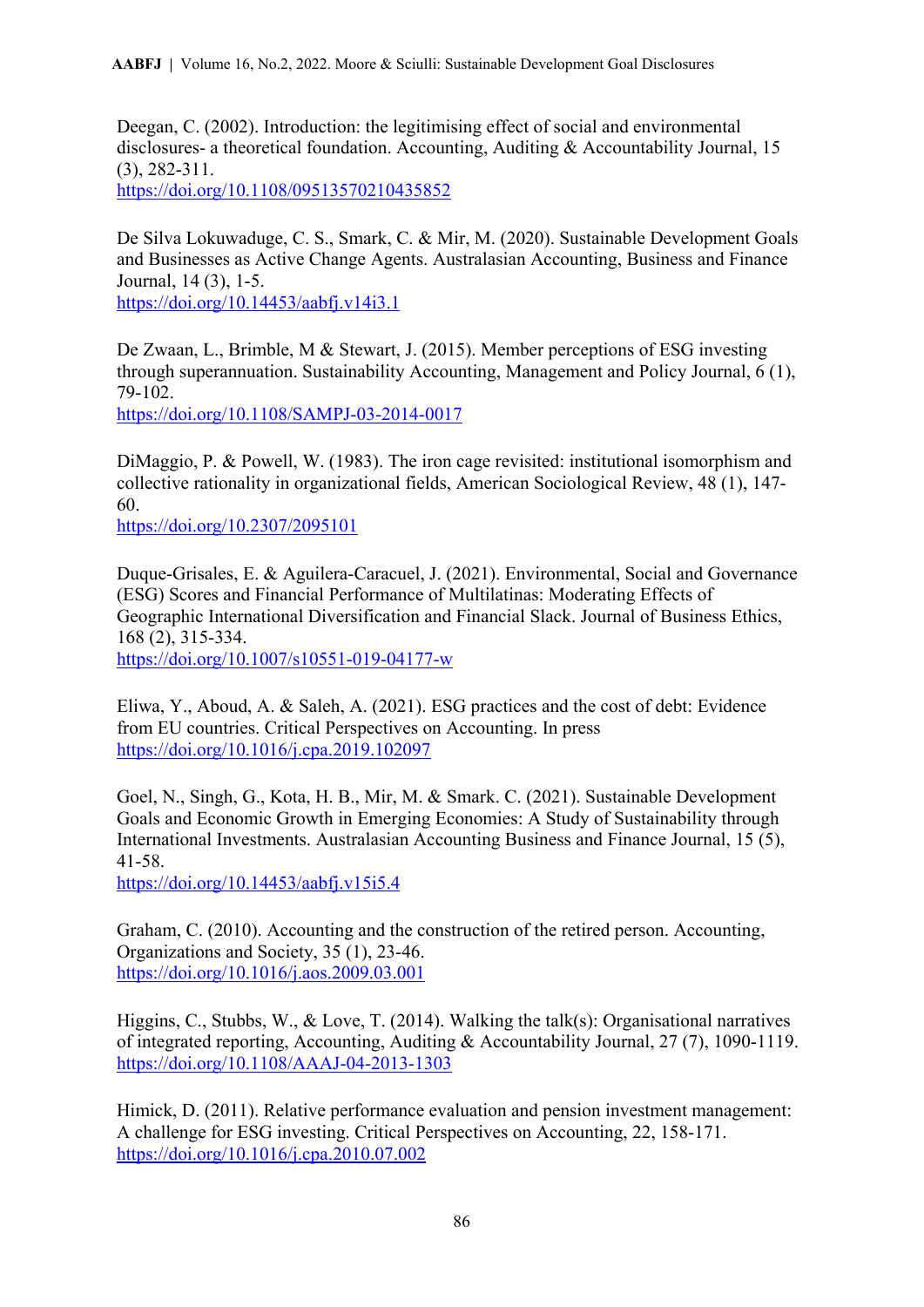Deegan, C. (2002). Introduction: the legitimising effect of social and environmental disclosures- a theoretical foundation. Accounting, Auditing & Accountability Journal, 15 (3), 282-311.
https://doi.org/10.1108/09513570210435852

De Silva Lokuwaduge, C. S., Smark, C. & Mir, M. (2020). Sustainable Development Goals and Businesses as Active Change Agents. Australasian Accounting, Business and Finance Journal, 14 (3), 1-5.
https://doi.org/10.14453/aabfj.v14i3.1

De Zwaan, L., Brimble, M & Stewart, J. (2015). Member perceptions of ESG investing through superannuation. Sustainability Accounting, Management and Policy Journal, 6 (1), 79-102.
https://doi.org/10.1108/SAMPJ-03-2014-0017

DiMaggio, P. & Powell, W. (1983). The iron cage revisited: institutional isomorphism and collective rationality in organizational fields, American Sociological Review, 48 (1), 147-60.
https://doi.org/10.2307/2095101

Duque-Grisales, E. & Aguilera-Caracuel, J. (2021). Environmental, Social and Governance (ESG) Scores and Financial Performance of Multilatinas: Moderating Effects of Geographic International Diversification and Financial Slack. Journal of Business Ethics, 168 (2), 315-334.
https://doi.org/10.1007/s10551-019-04177-w

Eliwa, Y., Aboud, A. & Saleh, A. (2021). ESG practices and the cost of debt: Evidence from EU countries. Critical Perspectives on Accounting. In press
https://doi.org/10.1016/j.cpa.2019.102097

Goel, N., Singh, G., Kota, H. B., Mir, M. & Smark. C. (2021). Sustainable Development Goals and Economic Growth in Emerging Economies: A Study of Sustainability through International Investments. Australasian Accounting Business and Finance Journal, 15 (5), 41-58.
https://doi.org/10.14453/aabfj.v15i5.4

Graham, C. (2010). Accounting and the construction of the retired person. Accounting, Organizations and Society, 35 (1), 23-46.
https://doi.org/10.1016/j.aos.2009.03.001

Higgins, C., Stubbs, W., & Love, T. (2014). Walking the talk(s): Organisational narratives of integrated reporting, Accounting, Auditing & Accountability Journal, 27 (7), 1090-1119.
https://doi.org/10.1108/AAAJ-04-2013-1303

Himick, D. (2011). Relative performance evaluation and pension investment management: A challenge for ESG investing. Critical Perspectives on Accounting, 22, 158-171.
https://doi.org/10.1016/j.cpa.2010.07.002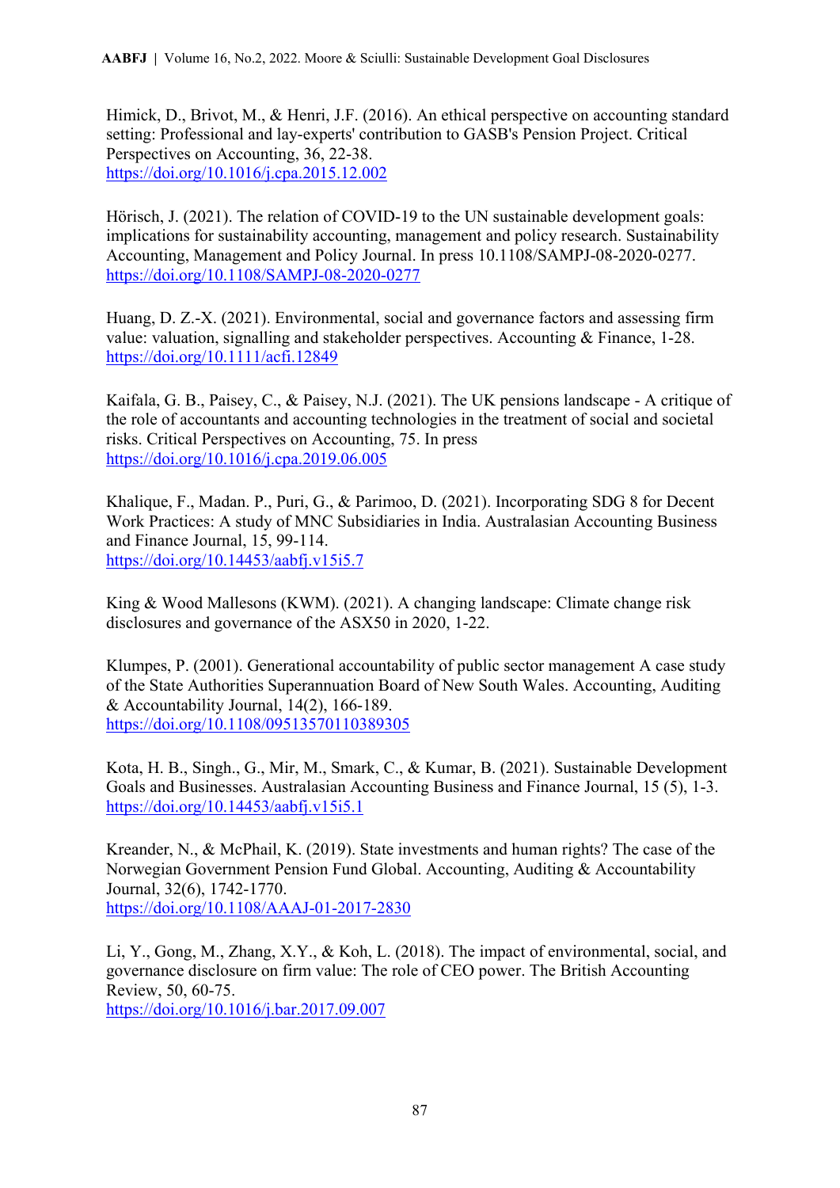Himick, D., Brivot, M., & Henri, J.F. (2016). An ethical perspective on accounting standard setting: Professional and lay-experts' contribution to GASB's Pension Project. Critical Perspectives on Accounting, 36, 22-38.
https://doi.org/10.1016/j.cpa.2015.12.002

Hörisch, J. (2021). The relation of COVID-19 to the UN sustainable development goals: implications for sustainability accounting, management and policy research. Sustainability Accounting, Management and Policy Journal. In press 10.1108/SAMPJ-08-2020-0277.
https://doi.org/10.1108/SAMPJ-08-2020-0277

Huang, D. Z.-X. (2021). Environmental, social and governance factors and assessing firm value: valuation, signalling and stakeholder perspectives. Accounting & Finance, 1-28.
https://doi.org/10.1111/acfi.12849

Kaifala, G. B., Paisey, C., & Paisey, N.J. (2021). The UK pensions landscape - A critique of the role of accountants and accounting technologies in the treatment of social and societal risks. Critical Perspectives on Accounting, 75. In press
https://doi.org/10.1016/j.cpa.2019.06.005

Khalique, F., Madan. P., Puri, G., & Parimoo, D. (2021). Incorporating SDG 8 for Decent Work Practices: A study of MNC Subsidiaries in India. Australasian Accounting Business and Finance Journal, 15, 99-114.
https://doi.org/10.14453/aabfj.v15i5.7

King & Wood Mallesons (KWM). (2021). A changing landscape: Climate change risk disclosures and governance of the ASX50 in 2020, 1-22.

Klumpes, P. (2001). Generational accountability of public sector management A case study of the State Authorities Superannuation Board of New South Wales. Accounting, Auditing & Accountability Journal, 14(2), 166-189.
https://doi.org/10.1108/09513570110389305

Kota, H. B., Singh., G., Mir, M., Smark, C., & Kumar, B. (2021). Sustainable Development Goals and Businesses. Australasian Accounting Business and Finance Journal, 15 (5), 1-3.
https://doi.org/10.14453/aabfj.v15i5.1

Kreander, N., & McPhail, K. (2019). State investments and human rights? The case of the Norwegian Government Pension Fund Global. Accounting, Auditing & Accountability Journal, 32(6), 1742-1770.
https://doi.org/10.1108/AAAJ-01-2017-2830

Li, Y., Gong, M., Zhang, X.Y., & Koh, L. (2018). The impact of environmental, social, and governance disclosure on firm value: The role of CEO power. The British Accounting Review, 50, 60-75.
https://doi.org/10.1016/j.bar.2017.09.007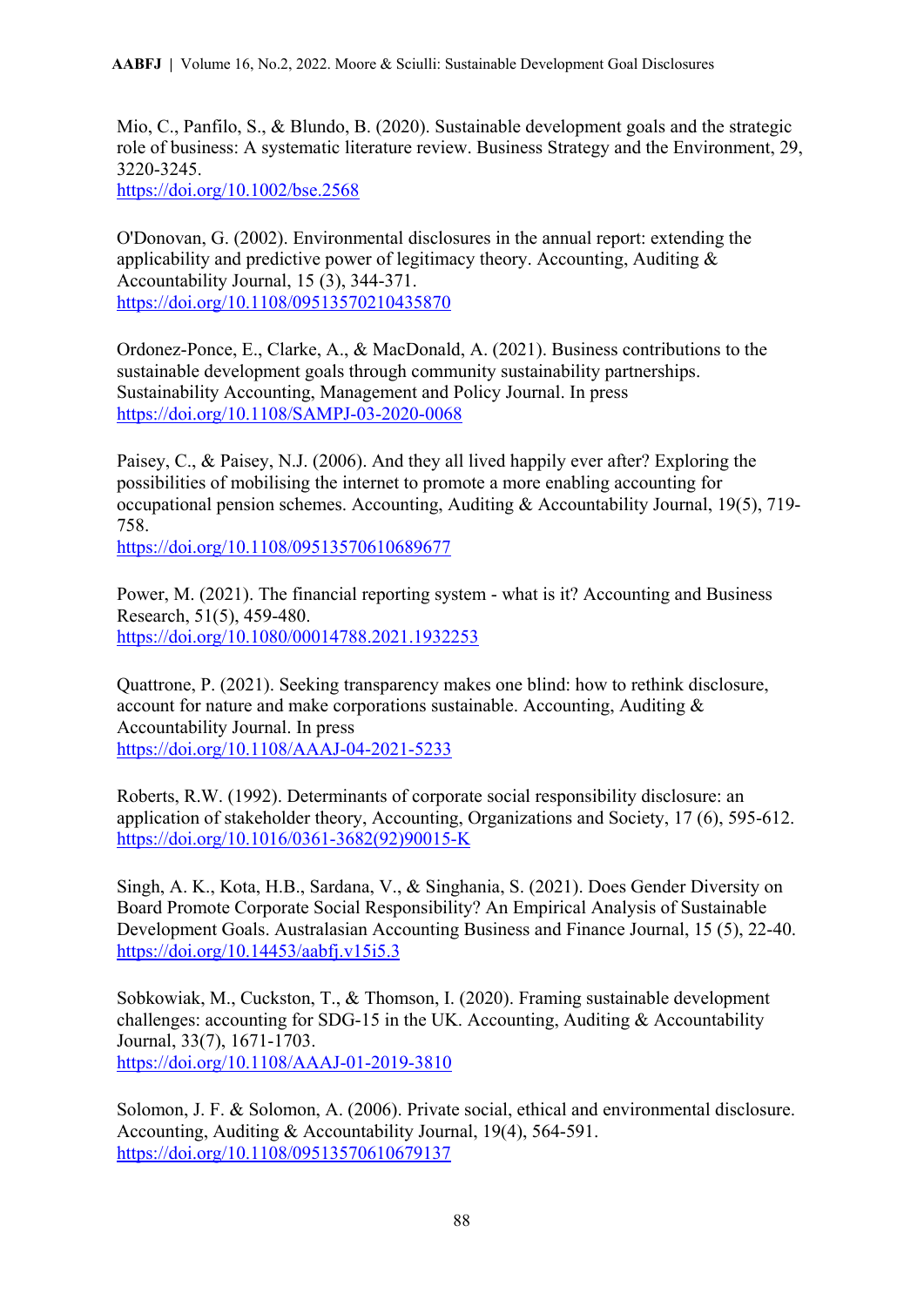Mio, C., Panfilo, S., & Blundo, B. (2020). Sustainable development goals and the strategic role of business: A systematic literature review. Business Strategy and the Environment, 29, 3220-3245.
https://doi.org/10.1002/bse.2568

O'Donovan, G. (2002). Environmental disclosures in the annual report: extending the applicability and predictive power of legitimacy theory. Accounting, Auditing & Accountability Journal, 15 (3), 344-371.
https://doi.org/10.1108/09513570210435870

Ordonez-Ponce, E., Clarke, A., & MacDonald, A. (2021). Business contributions to the sustainable development goals through community sustainability partnerships. Sustainability Accounting, Management and Policy Journal. In press
https://doi.org/10.1108/SAMPJ-03-2020-0068

Paisey, C., & Paisey, N.J. (2006). And they all lived happily ever after? Exploring the possibilities of mobilising the internet to promote a more enabling accounting for occupational pension schemes. Accounting, Auditing & Accountability Journal, 19(5), 719-758.
https://doi.org/10.1108/09513570610689677

Power, M. (2021). The financial reporting system - what is it? Accounting and Business Research, 51(5), 459-480.
https://doi.org/10.1080/00014788.2021.1932253

Quattrone, P. (2021). Seeking transparency makes one blind: how to rethink disclosure, account for nature and make corporations sustainable. Accounting, Auditing & Accountability Journal. In press
https://doi.org/10.1108/AAAJ-04-2021-5233

Roberts, R.W. (1992). Determinants of corporate social responsibility disclosure: an application of stakeholder theory, Accounting, Organizations and Society, 17 (6), 595-612.
https://doi.org/10.1016/0361-3682(92)90015-K

Singh, A. K., Kota, H.B., Sardana, V., & Singhania, S. (2021). Does Gender Diversity on Board Promote Corporate Social Responsibility? An Empirical Analysis of Sustainable Development Goals. Australasian Accounting Business and Finance Journal, 15 (5), 22-40.
https://doi.org/10.14453/aabfj.v15i5.3

Sobkowiak, M., Cuckston, T., & Thomson, I. (2020). Framing sustainable development challenges: accounting for SDG-15 in the UK. Accounting, Auditing & Accountability Journal, 33(7), 1671-1703.
https://doi.org/10.1108/AAAJ-01-2019-3810

Solomon, J. F. & Solomon, A. (2006). Private social, ethical and environmental disclosure. Accounting, Auditing & Accountability Journal, 19(4), 564-591.
https://doi.org/10.1108/09513570610679137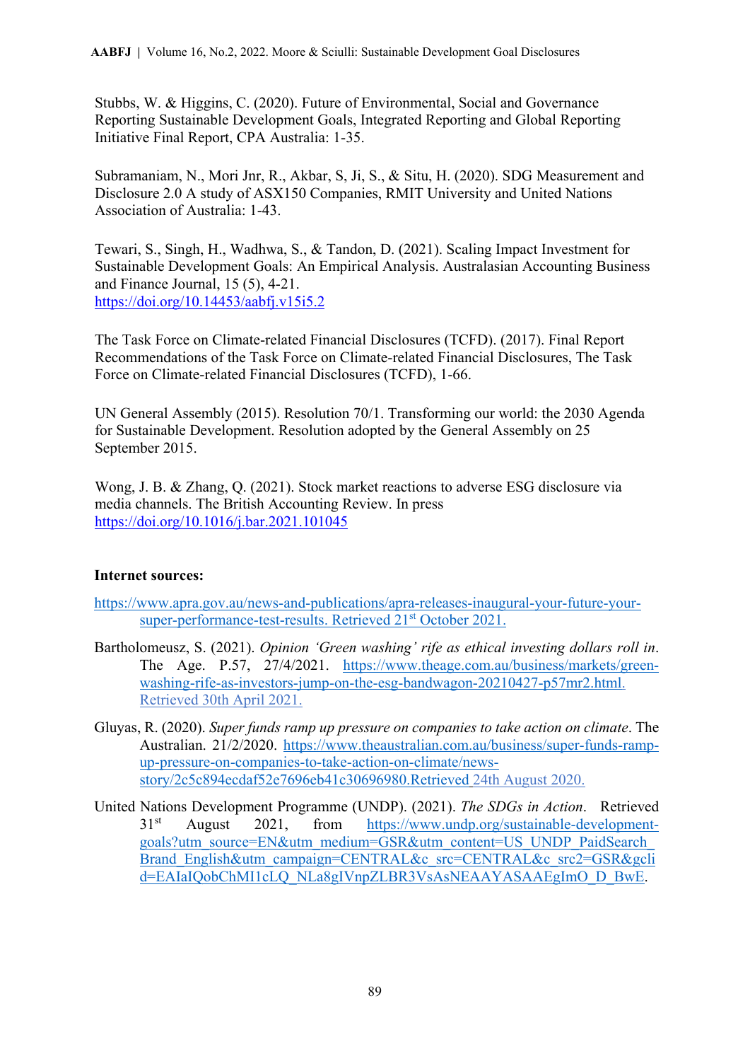Stubbs, W. & Higgins, C. (2020). Future of Environmental, Social and Governance Reporting Sustainable Development Goals, Integrated Reporting and Global Reporting Initiative Final Report, CPA Australia: 1-35.

Subramaniam, N., Mori Jnr, R., Akbar, S, Ji, S., & Situ, H. (2020). SDG Measurement and Disclosure 2.0 A study of ASX150 Companies, RMIT University and United Nations Association of Australia: 1-43.

Tewari, S., Singh, H., Wadhwa, S., & Tandon, D. (2021). Scaling Impact Investment for Sustainable Development Goals: An Empirical Analysis. Australasian Accounting Business and Finance Journal, 15 (5), 4-21. https://doi.org/10.14453/aabfj.v15i5.2

The Task Force on Climate-related Financial Disclosures (TCFD). (2017). Final Report Recommendations of the Task Force on Climate-related Financial Disclosures, The Task Force on Climate-related Financial Disclosures (TCFD), 1-66.

UN General Assembly (2015). Resolution 70/1. Transforming our world: the 2030 Agenda for Sustainable Development. Resolution adopted by the General Assembly on 25 September 2015.

Wong, J. B. & Zhang, Q. (2021). Stock market reactions to adverse ESG disclosure via media channels. The British Accounting Review. In press https://doi.org/10.1016/j.bar.2021.101045

**Internet sources:**

https://www.apra.gov.au/news-and-publications/apra-releases-inaugural-your-future-your-super-performance-test-results. Retrieved 21st October 2021.

Bartholomeusz, S. (2021). *Opinion 'Green washing' rife as ethical investing dollars roll in*. The Age. P.57, 27/4/2021. https://www.theage.com.au/business/markets/green-washing-rife-as-investors-jump-on-the-esg-bandwagon-20210427-p57mr2.html. Retrieved 30th April 2021.

Gluyas, R. (2020). *Super funds ramp up pressure on companies to take action on climate*. The Australian. 21/2/2020. https://www.theaustralian.com.au/business/super-funds-ramp-up-pressure-on-companies-to-take-action-on-climate/news-story/2c5c894ecdaf52e7696eb41c30696980.Retrieved 24th August 2020.

United Nations Development Programme (UNDP). (2021). *The SDGs in Action*. Retrieved 31st August 2021, from https://www.undp.org/sustainable-development-goals?utm_source=EN&utm_medium=GSR&utm_content=US_UNDP_PaidSearch_Brand_English&utm_campaign=CENTRAL&c_src=CENTRAL&c_src2=GSR&gclid=EAIaIQobChMI1cLQ_NLa8gIVnpZLBR3VsAsNEAAYASAAEgImO_D_BwE.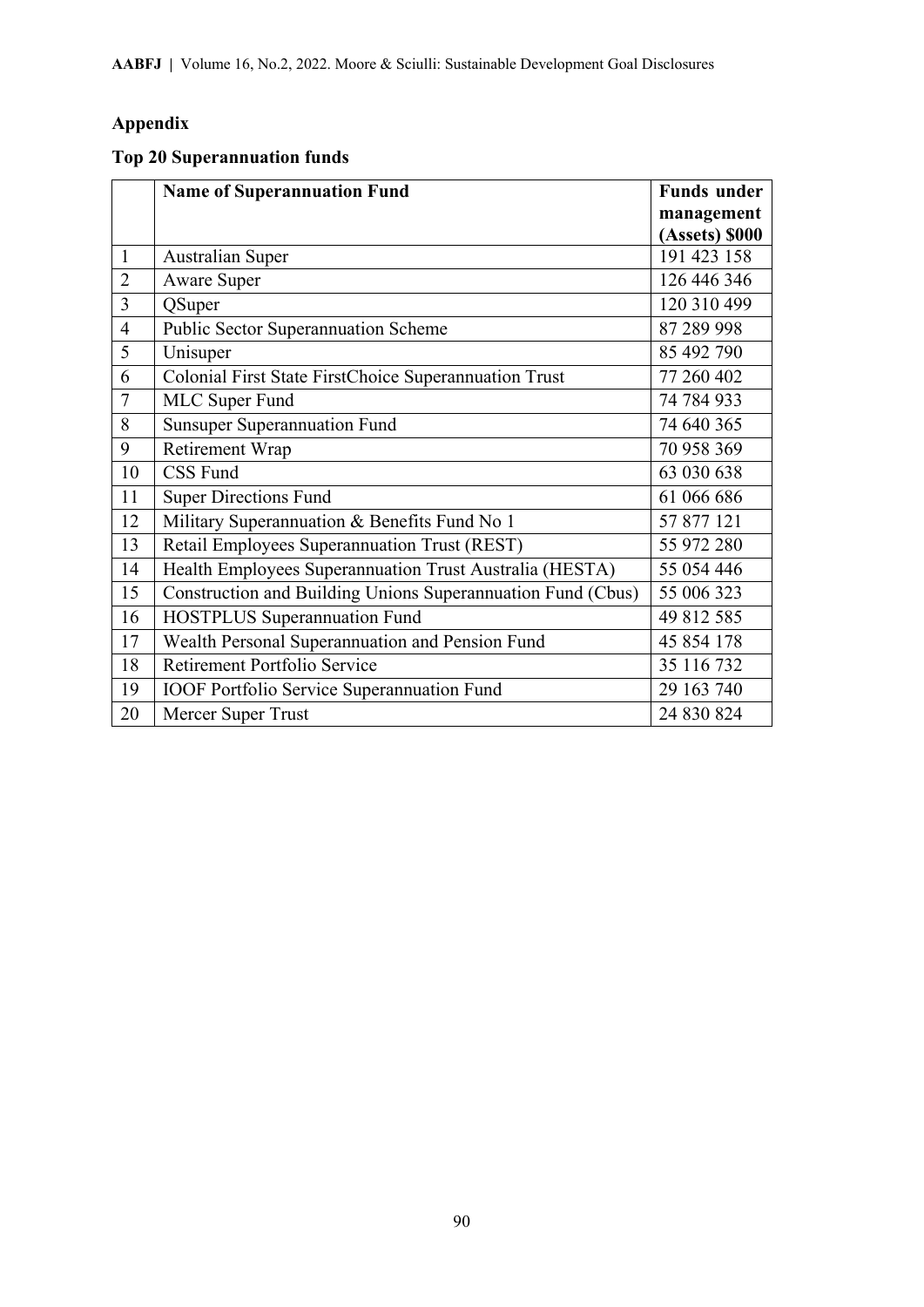## Appendix

### Top 20 Superannuation funds

| | Name of Superannuation Fund | Funds under management (Assets) $000 |
|---|---|---|
| 1 | Australian Super | 191 423 158 |
| 2 | Aware Super | 126 446 346 |
| 3 | QSuper | 120 310 499 |
| 4 | Public Sector Superannuation Scheme | 87 289 998 |
| 5 | Unisuper | 85 492 790 |
| 6 | Colonial First State FirstChoice Superannuation Trust | 77 260 402 |
| 7 | MLC Super Fund | 74 784 933 |
| 8 | Sunsuper Superannuation Fund | 74 640 365 |
| 9 | Retirement Wrap | 70 958 369 |
| 10 | CSS Fund | 63 030 638 |
| 11 | Super Directions Fund | 61 066 686 |
| 12 | Military Superannuation & Benefits Fund No 1 | 57 877 121 |
| 13 | Retail Employees Superannuation Trust (REST) | 55 972 280 |
| 14 | Health Employees Superannuation Trust Australia (HESTA) | 55 054 446 |
| 15 | Construction and Building Unions Superannuation Fund (Cbus) | 55 006 323 |
| 16 | HOSTPLUS Superannuation Fund | 49 812 585 |
| 17 | Wealth Personal Superannuation and Pension Fund | 45 854 178 |
| 18 | Retirement Portfolio Service | 35 116 732 |
| 19 | IOOF Portfolio Service Superannuation Fund | 29 163 740 |
| 20 | Mercer Super Trust | 24 830 824 |